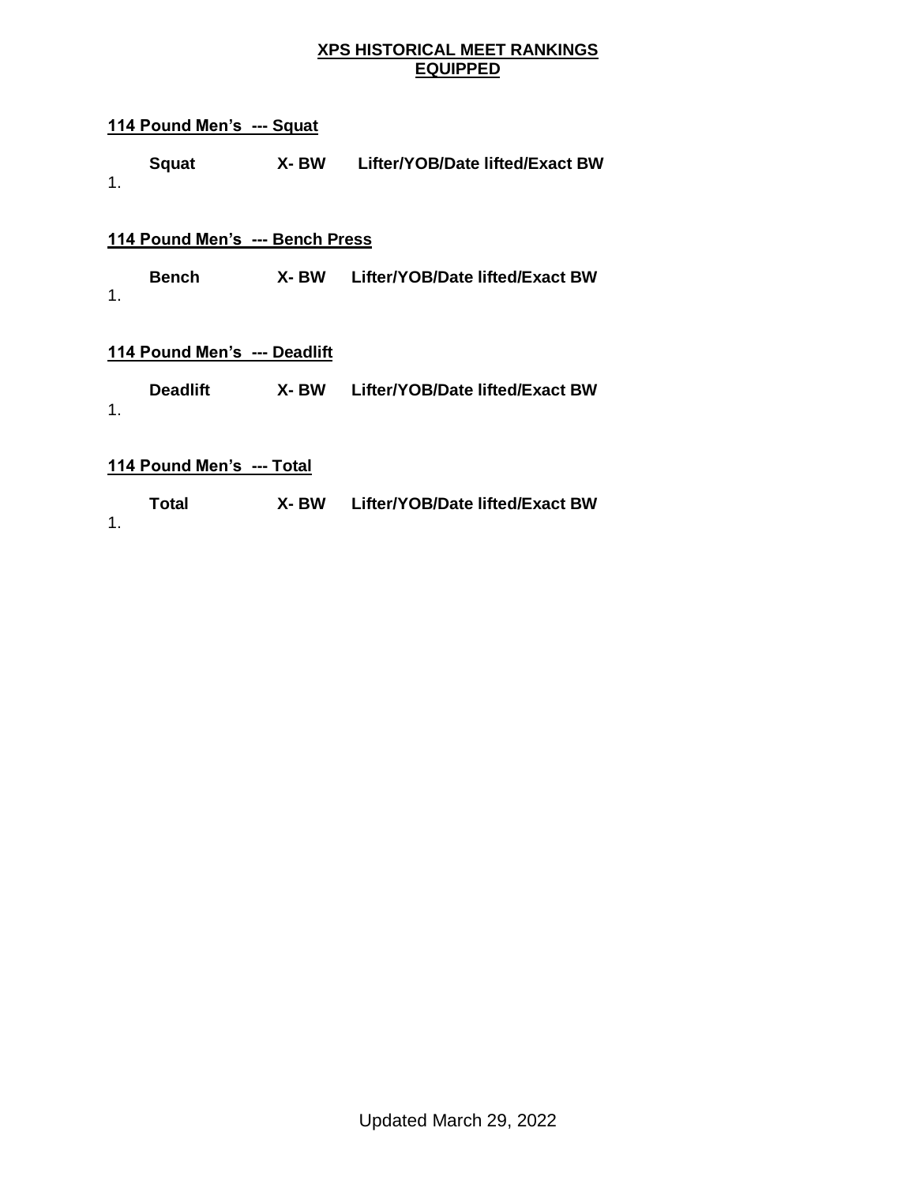# XPS HISTORICAL MEET RANKINGS
## EQUIPPED

### 114 Pound Men's --- Squat

| | Squat | X- BW | Lifter/YOB/Date lifted/Exact BW |
|---|---|---|---|
| 1. | | | |

### 114 Pound Men's --- Bench Press

| | Bench | X- BW | Lifter/YOB/Date lifted/Exact BW |
|---|---|---|---|
| 1. | | | |

### 114 Pound Men's --- Deadlift

| | Deadlift | X- BW | Lifter/YOB/Date lifted/Exact BW |
|---|---|---|---|
| 1. | | | |

### 114 Pound Men's --- Total

| | Total | X- BW | Lifter/YOB/Date lifted/Exact BW |
|---|---|---|---|
| 1. | | | |

Updated March 29, 2022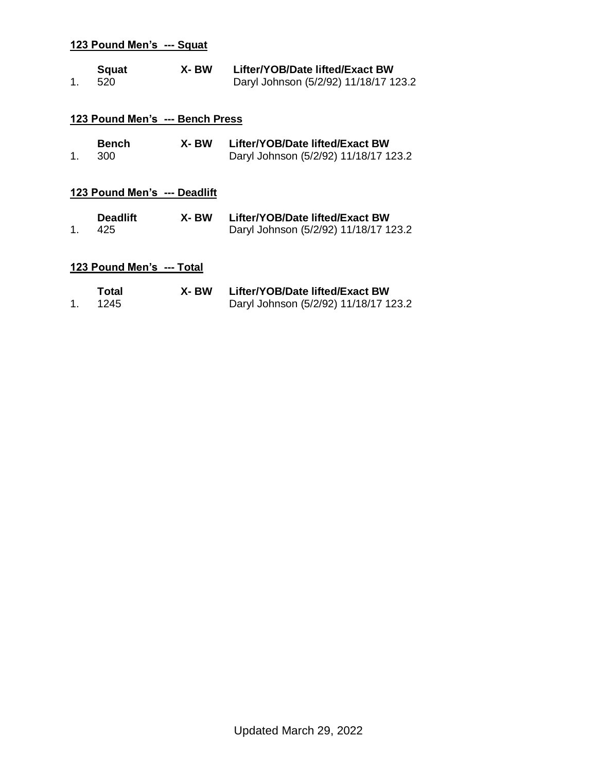**123 Pound Men's --- Squat**

| | Squat | X- BW | Lifter/YOB/Date lifted/Exact BW |
|---|---|---|---|
| 1. | 520 | | Daryl Johnson (5/2/92) 11/18/17 123.2 |

**123 Pound Men's --- Bench Press**

| | Bench | X- BW | Lifter/YOB/Date lifted/Exact BW |
|---|---|---|---|
| 1. | 300 | | Daryl Johnson (5/2/92) 11/18/17 123.2 |

**123 Pound Men's --- Deadlift**

| | Deadlift | X- BW | Lifter/YOB/Date lifted/Exact BW |
|---|---|---|---|
| 1. | 425 | | Daryl Johnson (5/2/92) 11/18/17 123.2 |

**123 Pound Men's --- Total**

| | Total | X- BW | Lifter/YOB/Date lifted/Exact BW |
|---|---|---|---|
| 1. | 1245 | | Daryl Johnson (5/2/92) 11/18/17 123.2 |

Updated March 29, 2022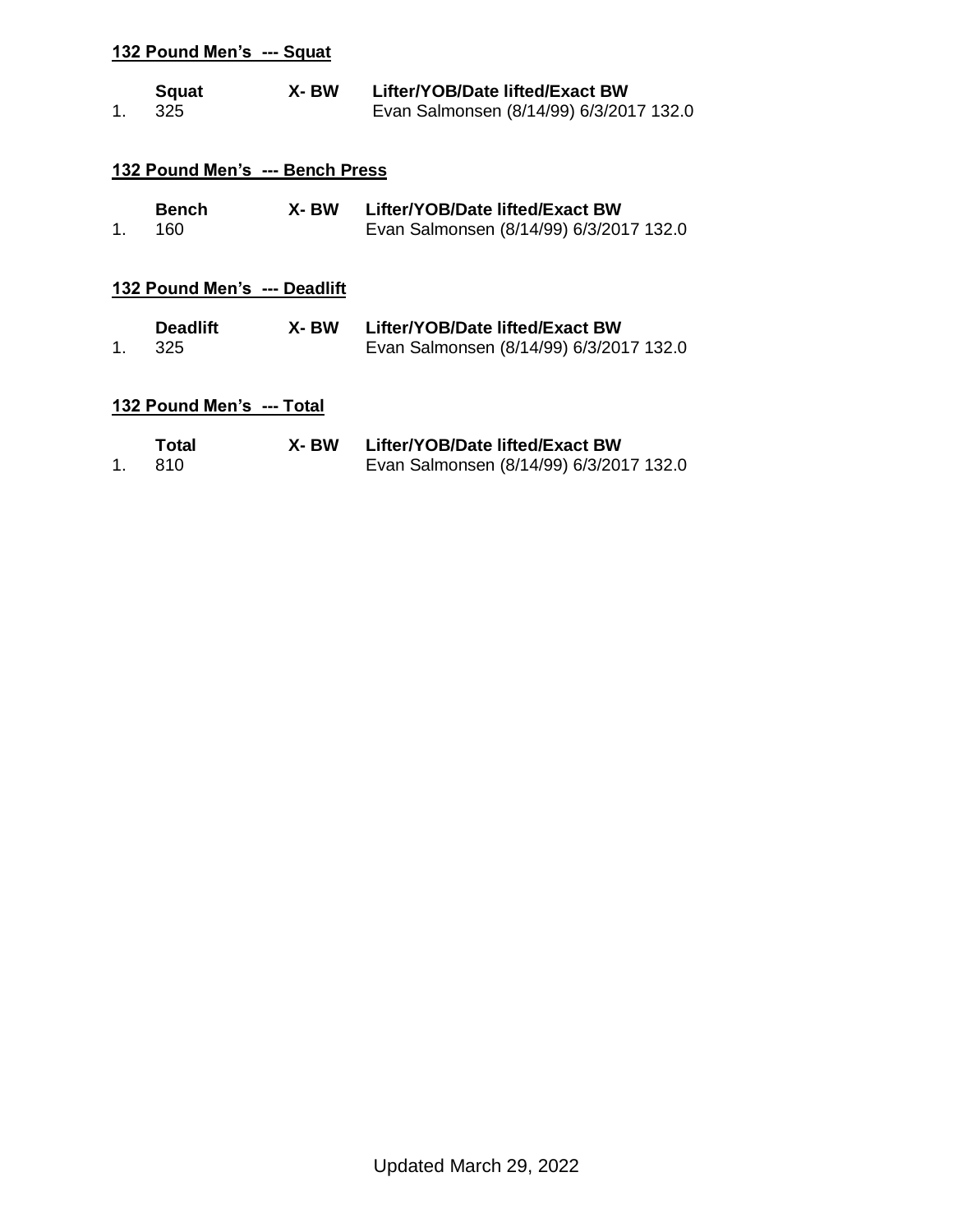### 132 Pound Men's --- Squat

| | Squat | X- BW | Lifter/YOB/Date lifted/Exact BW |
|---|---|---|---|
| 1. | 325 | | Evan Salmonsen (8/14/99) 6/3/2017 132.0 |

### 132 Pound Men's --- Bench Press

| | Bench | X- BW | Lifter/YOB/Date lifted/Exact BW |
|---|---|---|---|
| 1. | 160 | | Evan Salmonsen (8/14/99) 6/3/2017 132.0 |

### 132 Pound Men's --- Deadlift

| | Deadlift | X- BW | Lifter/YOB/Date lifted/Exact BW |
|---|---|---|---|
| 1. | 325 | | Evan Salmonsen (8/14/99) 6/3/2017 132.0 |

### 132 Pound Men's --- Total

| | Total | X- BW | Lifter/YOB/Date lifted/Exact BW |
|---|---|---|---|
| 1. | 810 | | Evan Salmonsen (8/14/99) 6/3/2017 132.0 |

Updated March 29, 2022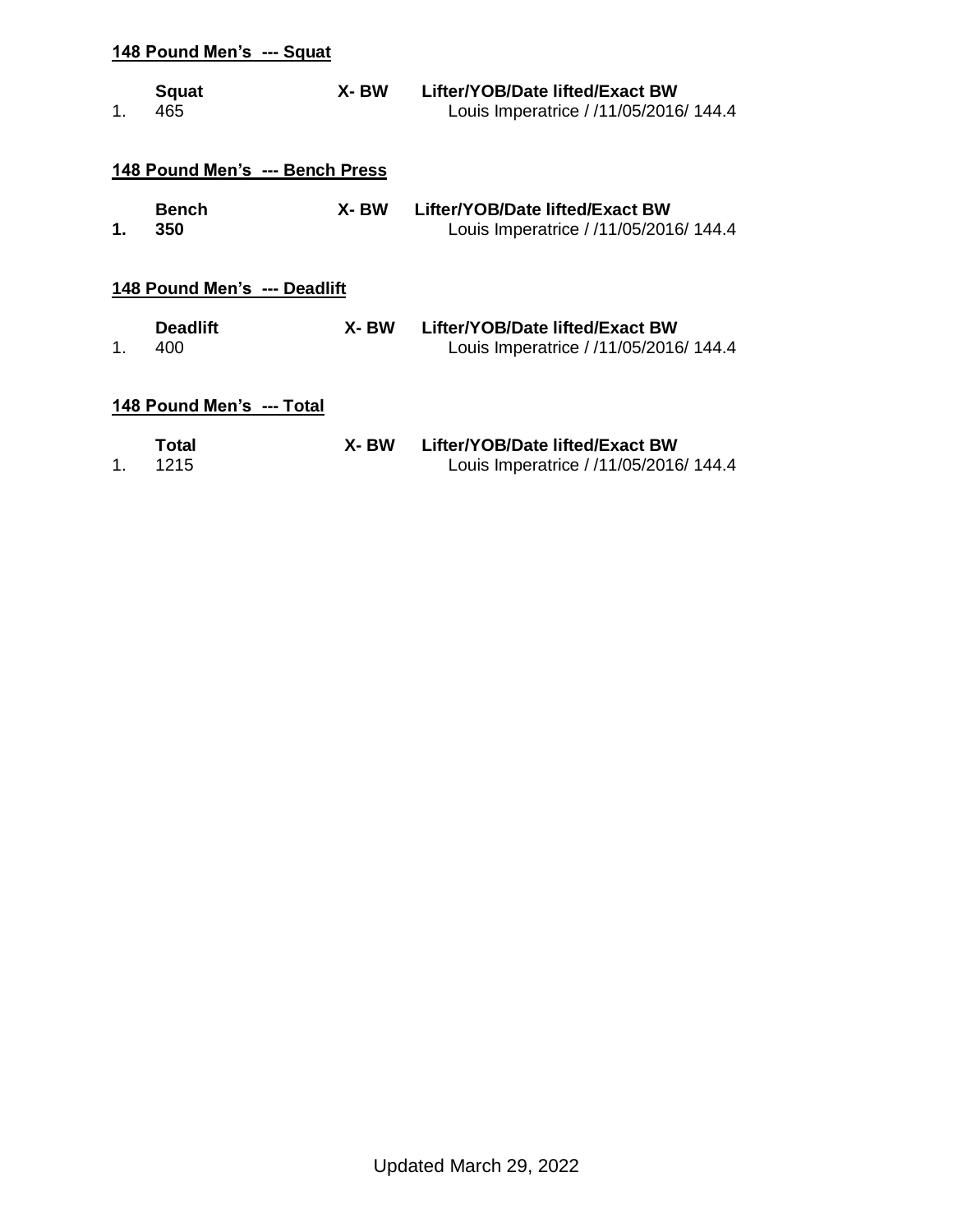**148 Pound Men's --- Squat**

| | Squat | X- BW | Lifter/YOB/Date lifted/Exact BW |
|---|---|---|---|
| 1. | 465 | | Louis Imperatrice / /11/05/2016/ 144.4 |

**148 Pound Men's --- Bench Press**

| | Bench | X- BW | Lifter/YOB/Date lifted/Exact BW |
|---|---|---|---|
| **1.** | **350** | | Louis Imperatrice / /11/05/2016/ 144.4 |

**148 Pound Men's --- Deadlift**

| | Deadlift | X- BW | Lifter/YOB/Date lifted/Exact BW |
|---|---|---|---|
| 1. | 400 | | Louis Imperatrice / /11/05/2016/ 144.4 |

**148 Pound Men's --- Total**

| | Total | X- BW | Lifter/YOB/Date lifted/Exact BW |
|---|---|---|---|
| 1. | 1215 | | Louis Imperatrice / /11/05/2016/ 144.4 |

Updated March 29, 2022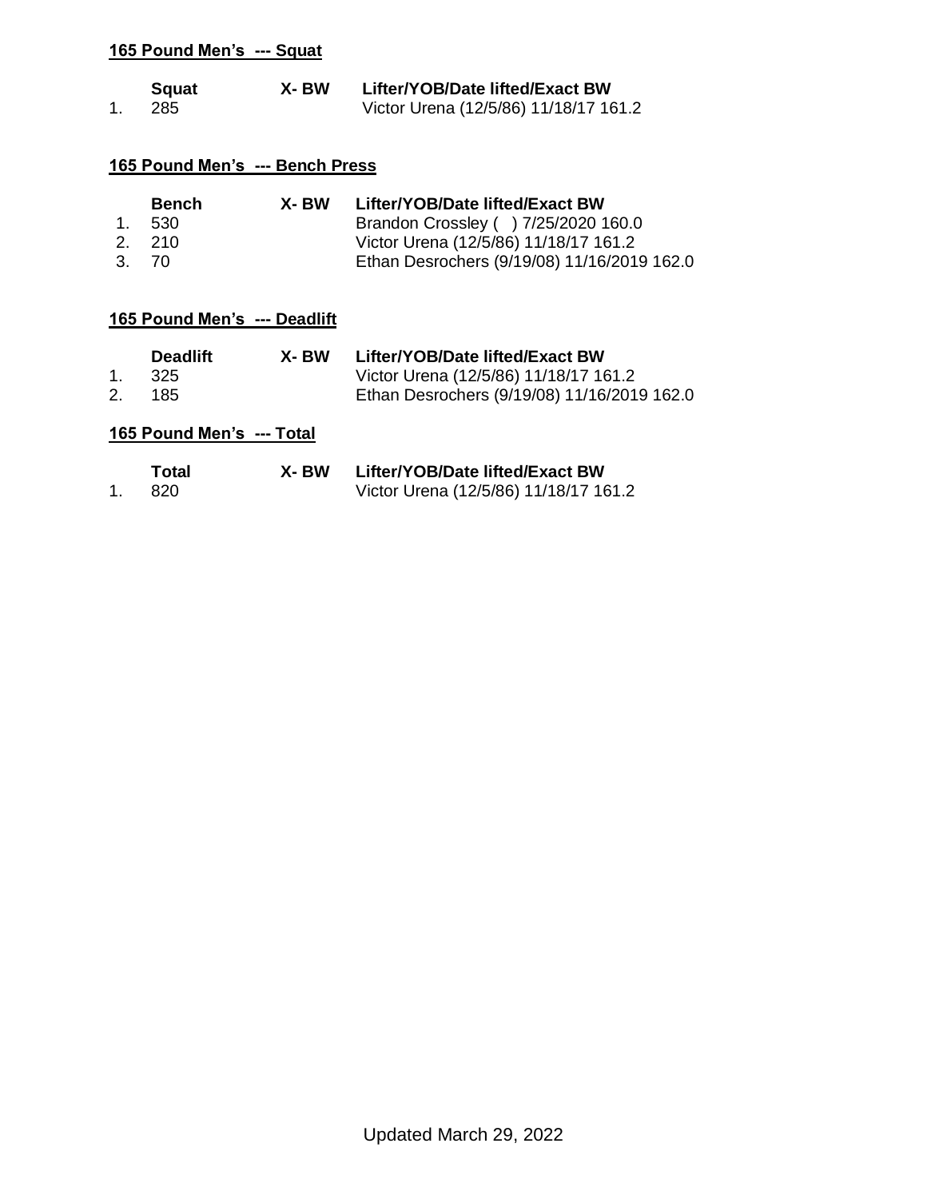**165 Pound Men's --- Squat**

| | Squat | X- BW | Lifter/YOB/Date lifted/Exact BW |
|---|---|---|---|
| 1. | 285 | | Victor Urena (12/5/86) 11/18/17 161.2 |

**165 Pound Men's --- Bench Press**

| | Bench | X- BW | Lifter/YOB/Date lifted/Exact BW |
|---|---|---|---|
| 1. | 530 | | Brandon Crossley ( ) 7/25/2020 160.0 |
| 2. | 210 | | Victor Urena (12/5/86) 11/18/17 161.2 |
| 3. | 70 | | Ethan Desrochers (9/19/08) 11/16/2019 162.0 |

**165 Pound Men's --- Deadlift**

| | Deadlift | X- BW | Lifter/YOB/Date lifted/Exact BW |
|---|---|---|---|
| 1. | 325 | | Victor Urena (12/5/86) 11/18/17 161.2 |
| 2. | 185 | | Ethan Desrochers (9/19/08) 11/16/2019 162.0 |

**165 Pound Men's --- Total**

| | Total | X- BW | Lifter/YOB/Date lifted/Exact BW |
|---|---|---|---|
| 1. | 820 | | Victor Urena (12/5/86) 11/18/17 161.2 |

Updated March 29, 2022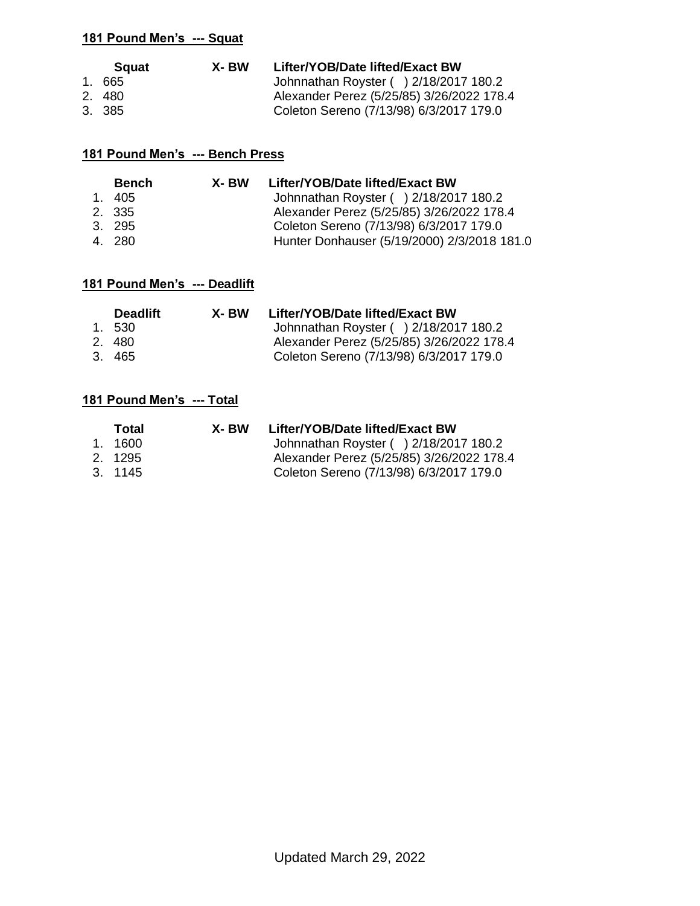**181 Pound Men's --- Squat**

| | Squat | X- BW | Lifter/YOB/Date lifted/Exact BW |
|---|---|---|---|
| 1. | 665 | | Johnnathan Royster ( ) 2/18/2017 180.2 |
| 2. | 480 | | Alexander Perez (5/25/85) 3/26/2022 178.4 |
| 3. | 385 | | Coleton Sereno (7/13/98) 6/3/2017 179.0 |

**181 Pound Men's --- Bench Press**

| | Bench | X- BW | Lifter/YOB/Date lifted/Exact BW |
|---|---|---|---|
| 1. | 405 | | Johnnathan Royster ( ) 2/18/2017 180.2 |
| 2. | 335 | | Alexander Perez (5/25/85) 3/26/2022 178.4 |
| 3. | 295 | | Coleton Sereno (7/13/98) 6/3/2017 179.0 |
| 4. | 280 | | Hunter Donhauser (5/19/2000) 2/3/2018 181.0 |

**181 Pound Men's --- Deadlift**

| | Deadlift | X- BW | Lifter/YOB/Date lifted/Exact BW |
|---|---|---|---|
| 1. | 530 | | Johnnathan Royster ( ) 2/18/2017 180.2 |
| 2. | 480 | | Alexander Perez (5/25/85) 3/26/2022 178.4 |
| 3. | 465 | | Coleton Sereno (7/13/98) 6/3/2017 179.0 |

**181 Pound Men's --- Total**

| | Total | X- BW | Lifter/YOB/Date lifted/Exact BW |
|---|---|---|---|
| 1. | 1600 | | Johnnathan Royster ( ) 2/18/2017 180.2 |
| 2. | 1295 | | Alexander Perez (5/25/85) 3/26/2022 178.4 |
| 3. | 1145 | | Coleton Sereno (7/13/98) 6/3/2017 179.0 |

Updated March 29, 2022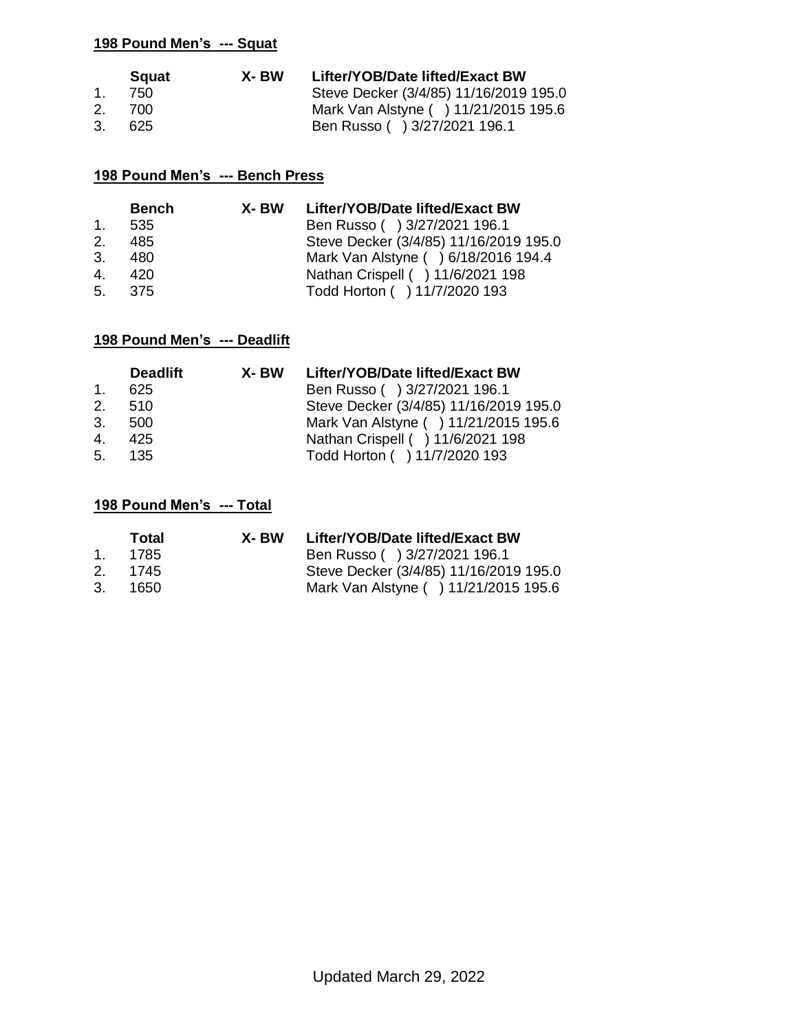**198 Pound Men's --- Squat**

| | Squat | X- BW | Lifter/YOB/Date lifted/Exact BW |
|---|---|---|---|
| 1. | 750 | | Steve Decker (3/4/85) 11/16/2019 195.0 |
| 2. | 700 | | Mark Van Alstyne ( ) 11/21/2015 195.6 |
| 3. | 625 | | Ben Russo ( ) 3/27/2021 196.1 |

**198 Pound Men's --- Bench Press**

| | Bench | X- BW | Lifter/YOB/Date lifted/Exact BW |
|---|---|---|---|
| 1. | 535 | | Ben Russo ( ) 3/27/2021 196.1 |
| 2. | 485 | | Steve Decker (3/4/85) 11/16/2019 195.0 |
| 3. | 480 | | Mark Van Alstyne ( ) 6/18/2016 194.4 |
| 4. | 420 | | Nathan Crispell ( ) 11/6/2021 198 |
| 5. | 375 | | Todd Horton ( ) 11/7/2020 193 |

**198 Pound Men's --- Deadlift**

| | Deadlift | X- BW | Lifter/YOB/Date lifted/Exact BW |
|---|---|---|---|
| 1. | 625 | | Ben Russo ( ) 3/27/2021 196.1 |
| 2. | 510 | | Steve Decker (3/4/85) 11/16/2019 195.0 |
| 3. | 500 | | Mark Van Alstyne ( ) 11/21/2015 195.6 |
| 4. | 425 | | Nathan Crispell ( ) 11/6/2021 198 |
| 5. | 135 | | Todd Horton ( ) 11/7/2020 193 |

**198 Pound Men's --- Total**

| | Total | X- BW | Lifter/YOB/Date lifted/Exact BW |
|---|---|---|---|
| 1. | 1785 | | Ben Russo ( ) 3/27/2021 196.1 |
| 2. | 1745 | | Steve Decker (3/4/85) 11/16/2019 195.0 |
| 3. | 1650 | | Mark Van Alstyne ( ) 11/21/2015 195.6 |

Updated March 29, 2022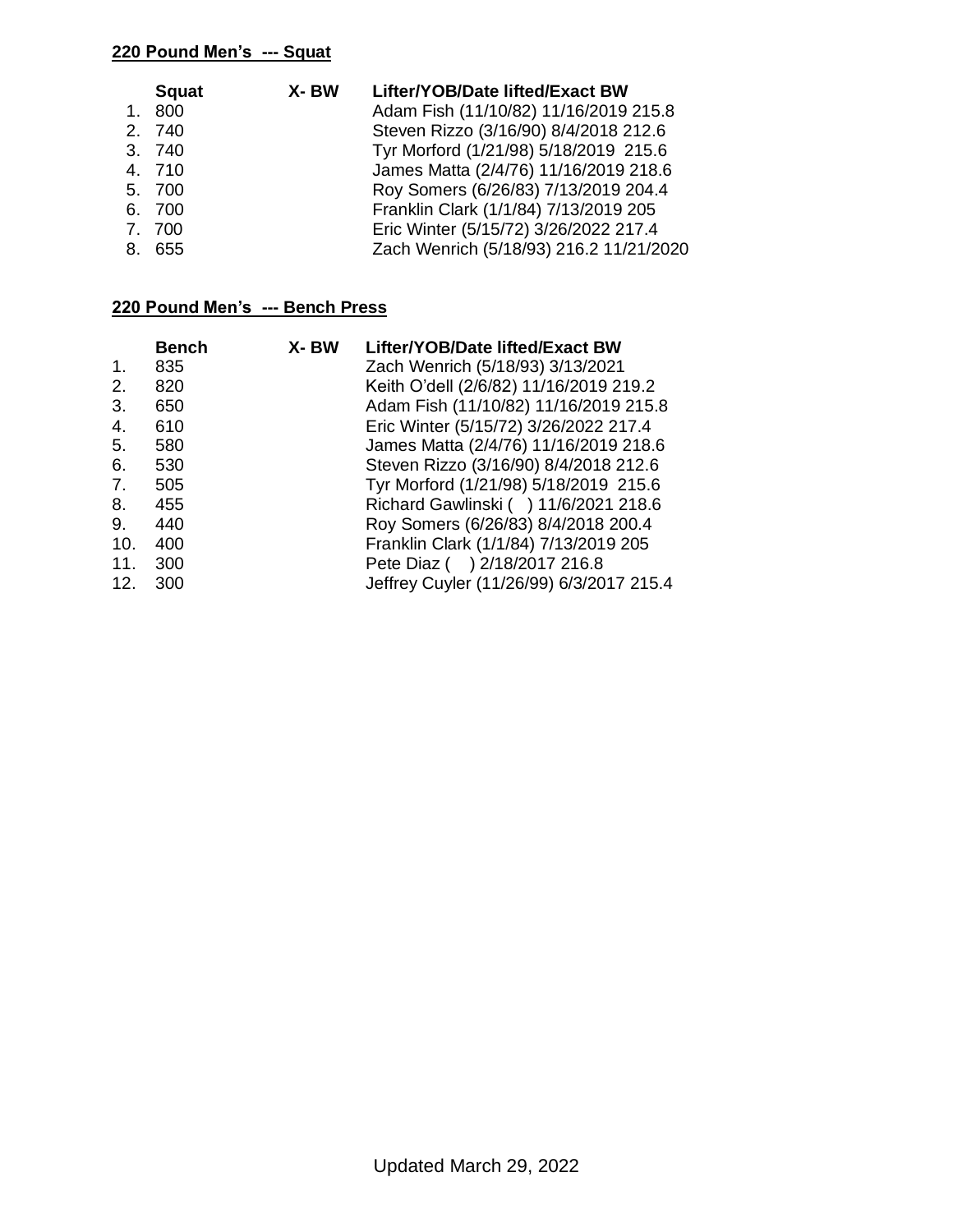**220 Pound Men's --- Squat**

| | Squat | X- BW | Lifter/YOB/Date lifted/Exact BW |
|---|---|---|---|
| 1. | 800 | | Adam Fish (11/10/82) 11/16/2019 215.8 |
| 2. | 740 | | Steven Rizzo (3/16/90) 8/4/2018 212.6 |
| 3. | 740 | | Tyr Morford (1/21/98) 5/18/2019 215.6 |
| 4. | 710 | | James Matta (2/4/76) 11/16/2019 218.6 |
| 5. | 700 | | Roy Somers (6/26/83) 7/13/2019 204.4 |
| 6. | 700 | | Franklin Clark (1/1/84) 7/13/2019 205 |
| 7. | 700 | | Eric Winter (5/15/72) 3/26/2022 217.4 |
| 8. | 655 | | Zach Wenrich (5/18/93) 216.2 11/21/2020 |

**220 Pound Men's --- Bench Press**

| | Bench | X- BW | Lifter/YOB/Date lifted/Exact BW |
|---|---|---|---|
| 1. | 835 | | Zach Wenrich (5/18/93) 3/13/2021 |
| 2. | 820 | | Keith O'dell (2/6/82) 11/16/2019 219.2 |
| 3. | 650 | | Adam Fish (11/10/82) 11/16/2019 215.8 |
| 4. | 610 | | Eric Winter (5/15/72) 3/26/2022 217.4 |
| 5. | 580 | | James Matta (2/4/76) 11/16/2019 218.6 |
| 6. | 530 | | Steven Rizzo (3/16/90) 8/4/2018 212.6 |
| 7. | 505 | | Tyr Morford (1/21/98) 5/18/2019 215.6 |
| 8. | 455 | | Richard Gawlinski ( ) 11/6/2021 218.6 |
| 9. | 440 | | Roy Somers (6/26/83) 8/4/2018 200.4 |
| 10. | 400 | | Franklin Clark (1/1/84) 7/13/2019 205 |
| 11. | 300 | | Pete Diaz ( ) 2/18/2017 216.8 |
| 12. | 300 | | Jeffrey Cuyler (11/26/99) 6/3/2017 215.4 |

Updated March 29, 2022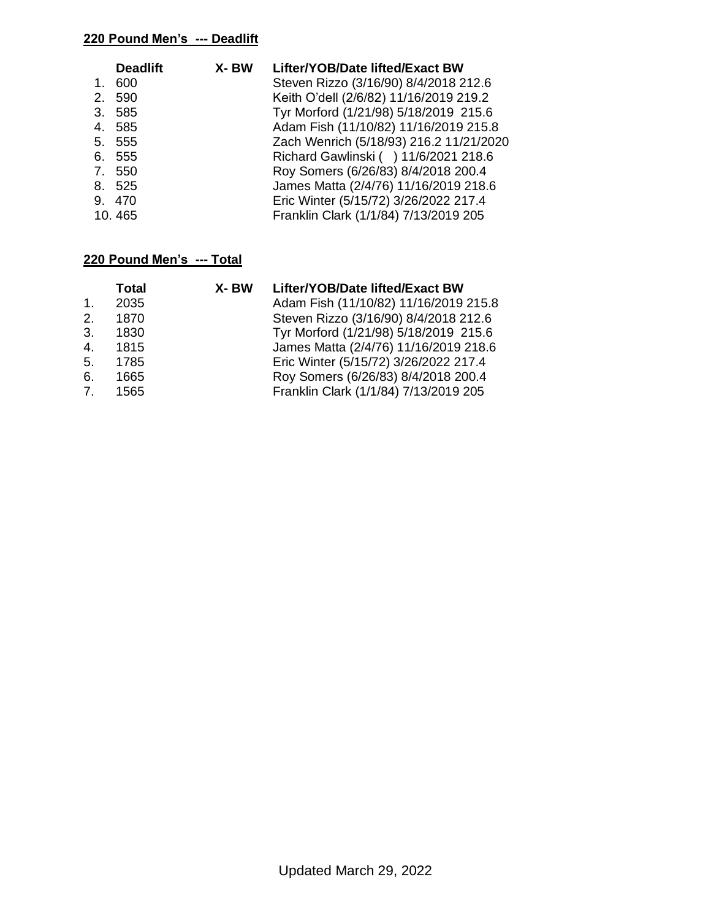**220 Pound Men's --- Deadlift**

| | Deadlift | X- BW | Lifter/YOB/Date lifted/Exact BW |
|---|---|---|---|
| 1. | 600 | | Steven Rizzo (3/16/90) 8/4/2018 212.6 |
| 2. | 590 | | Keith O'dell (2/6/82) 11/16/2019 219.2 |
| 3. | 585 | | Tyr Morford (1/21/98) 5/18/2019 215.6 |
| 4. | 585 | | Adam Fish (11/10/82) 11/16/2019 215.8 |
| 5. | 555 | | Zach Wenrich (5/18/93) 216.2 11/21/2020 |
| 6. | 555 | | Richard Gawlinski ( ) 11/6/2021 218.6 |
| 7. | 550 | | Roy Somers (6/26/83) 8/4/2018 200.4 |
| 8. | 525 | | James Matta (2/4/76) 11/16/2019 218.6 |
| 9. | 470 | | Eric Winter (5/15/72) 3/26/2022 217.4 |
| 10. | 465 | | Franklin Clark (1/1/84) 7/13/2019 205 |

**220 Pound Men's --- Total**

| | Total | X- BW | Lifter/YOB/Date lifted/Exact BW |
|---|---|---|---|
| 1. | 2035 | | Adam Fish (11/10/82) 11/16/2019 215.8 |
| 2. | 1870 | | Steven Rizzo (3/16/90) 8/4/2018 212.6 |
| 3. | 1830 | | Tyr Morford (1/21/98) 5/18/2019 215.6 |
| 4. | 1815 | | James Matta (2/4/76) 11/16/2019 218.6 |
| 5. | 1785 | | Eric Winter (5/15/72) 3/26/2022 217.4 |
| 6. | 1665 | | Roy Somers (6/26/83) 8/4/2018 200.4 |
| 7. | 1565 | | Franklin Clark (1/1/84) 7/13/2019 205 |

Updated March 29, 2022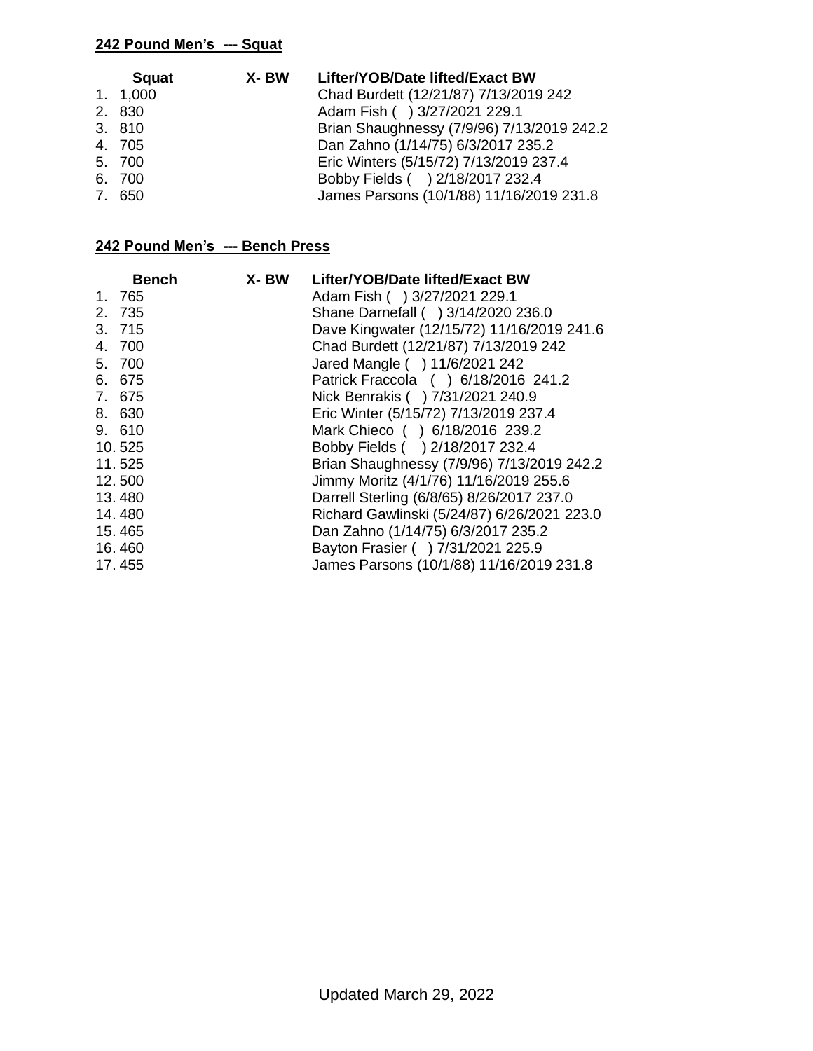**242 Pound Men's --- Squat**

| | Squat | X- BW | Lifter/YOB/Date lifted/Exact BW |
|---|---|---|---|
| 1. | 1,000 | | Chad Burdett (12/21/87) 7/13/2019 242 |
| 2. | 830 | | Adam Fish ( ) 3/27/2021 229.1 |
| 3. | 810 | | Brian Shaughnessy (7/9/96) 7/13/2019 242.2 |
| 4. | 705 | | Dan Zahno (1/14/75) 6/3/2017 235.2 |
| 5. | 700 | | Eric Winters (5/15/72) 7/13/2019 237.4 |
| 6. | 700 | | Bobby Fields ( ) 2/18/2017 232.4 |
| 7. | 650 | | James Parsons (10/1/88) 11/16/2019 231.8 |

**242 Pound Men's --- Bench Press**

| | Bench | X- BW | Lifter/YOB/Date lifted/Exact BW |
|---|---|---|---|
| 1. | 765 | | Adam Fish ( ) 3/27/2021 229.1 |
| 2. | 735 | | Shane Darnefall ( ) 3/14/2020 236.0 |
| 3. | 715 | | Dave Kingwater (12/15/72) 11/16/2019 241.6 |
| 4. | 700 | | Chad Burdett (12/21/87) 7/13/2019 242 |
| 5. | 700 | | Jared Mangle ( ) 11/6/2021 242 |
| 6. | 675 | | Patrick Fraccola ( ) 6/18/2016 241.2 |
| 7. | 675 | | Nick Benrakis ( ) 7/31/2021 240.9 |
| 8. | 630 | | Eric Winter (5/15/72) 7/13/2019 237.4 |
| 9. | 610 | | Mark Chieco ( ) 6/18/2016 239.2 |
| 10. | 525 | | Bobby Fields ( ) 2/18/2017 232.4 |
| 11. | 525 | | Brian Shaughnessy (7/9/96) 7/13/2019 242.2 |
| 12. | 500 | | Jimmy Moritz (4/1/76) 11/16/2019 255.6 |
| 13. | 480 | | Darrell Sterling (6/8/65) 8/26/2017 237.0 |
| 14. | 480 | | Richard Gawlinski (5/24/87) 6/26/2021 223.0 |
| 15. | 465 | | Dan Zahno (1/14/75) 6/3/2017 235.2 |
| 16. | 460 | | Bayton Frasier ( ) 7/31/2021 225.9 |
| 17. | 455 | | James Parsons (10/1/88) 11/16/2019 231.8 |

Updated March 29, 2022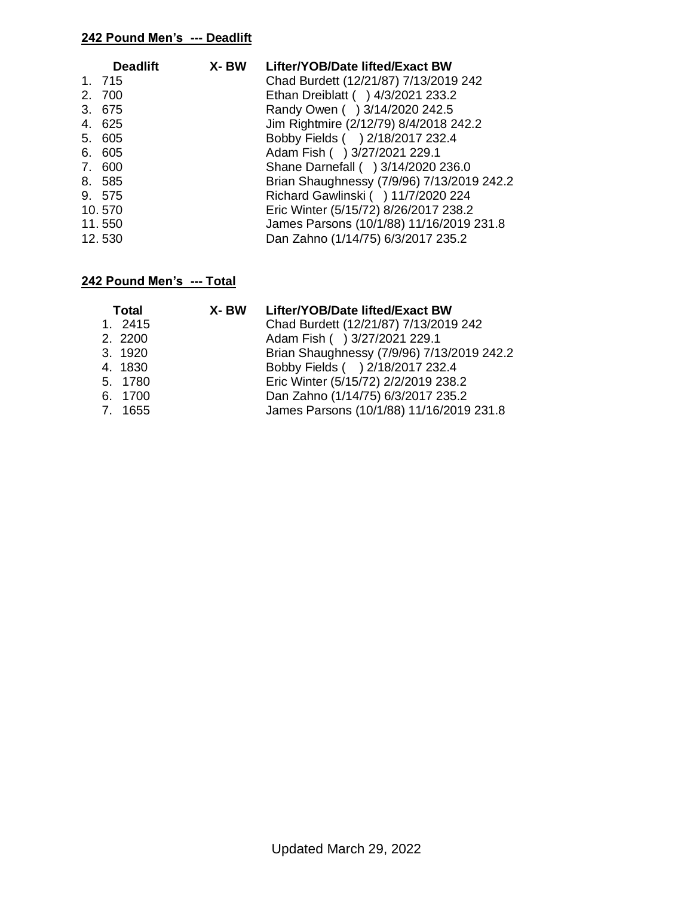**242 Pound Men's --- Deadlift**

| Deadlift | X- BW | Lifter/YOB/Date lifted/Exact BW |
|---|---|---|
| 1. 715 | | Chad Burdett (12/21/87) 7/13/2019 242 |
| 2. 700 | | Ethan Dreiblatt ( ) 4/3/2021 233.2 |
| 3. 675 | | Randy Owen ( ) 3/14/2020 242.5 |
| 4. 625 | | Jim Rightmire (2/12/79) 8/4/2018 242.2 |
| 5. 605 | | Bobby Fields ( ) 2/18/2017 232.4 |
| 6. 605 | | Adam Fish ( ) 3/27/2021 229.1 |
| 7. 600 | | Shane Darnefall ( ) 3/14/2020 236.0 |
| 8. 585 | | Brian Shaughnessy (7/9/96) 7/13/2019 242.2 |
| 9. 575 | | Richard Gawlinski ( ) 11/7/2020 224 |
| 10. 570 | | Eric Winter (5/15/72) 8/26/2017 238.2 |
| 11. 550 | | James Parsons (10/1/88) 11/16/2019 231.8 |
| 12. 530 | | Dan Zahno (1/14/75) 6/3/2017 235.2 |

**242 Pound Men's --- Total**

| Total | X- BW | Lifter/YOB/Date lifted/Exact BW |
|---|---|---|
| 1. 2415 | | Chad Burdett (12/21/87) 7/13/2019 242 |
| 2. 2200 | | Adam Fish ( ) 3/27/2021 229.1 |
| 3. 1920 | | Brian Shaughnessy (7/9/96) 7/13/2019 242.2 |
| 4. 1830 | | Bobby Fields ( ) 2/18/2017 232.4 |
| 5. 1780 | | Eric Winter (5/15/72) 2/2/2019 238.2 |
| 6. 1700 | | Dan Zahno (1/14/75) 6/3/2017 235.2 |
| 7. 1655 | | James Parsons (10/1/88) 11/16/2019 231.8 |

Updated March 29, 2022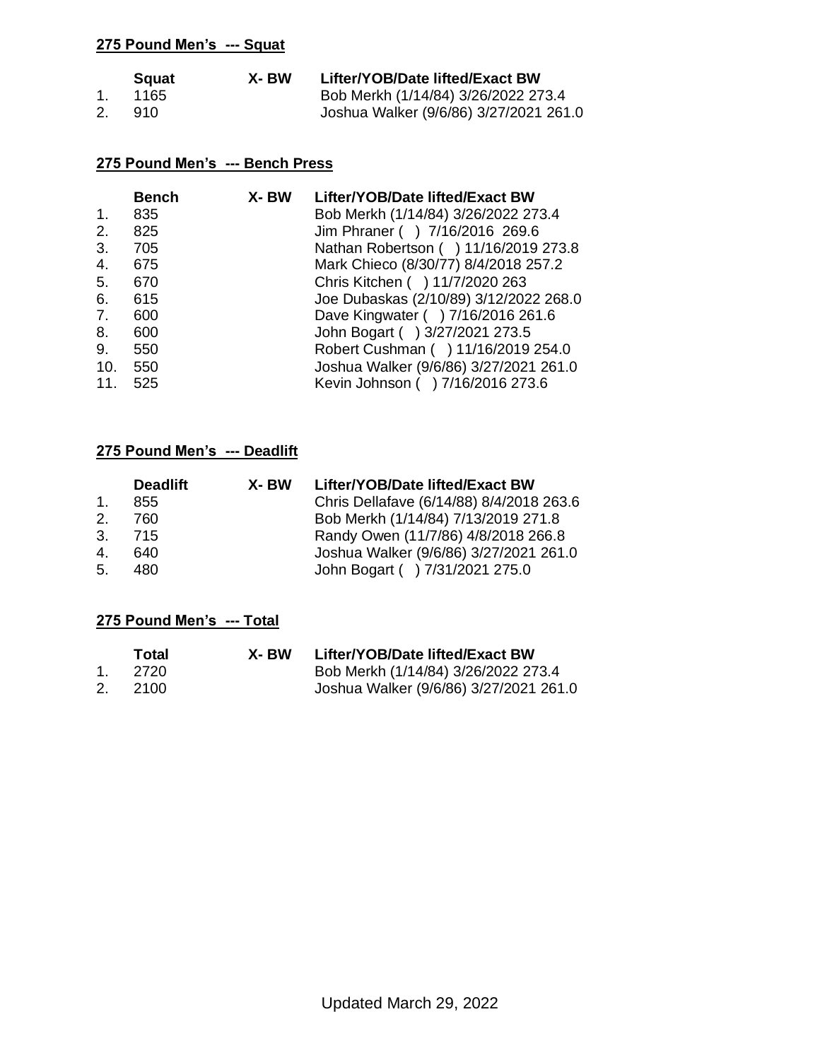**275 Pound Men's --- Squat**

| | Squat | X- BW | Lifter/YOB/Date lifted/Exact BW |
|---|---|---|---|
| 1. | 1165 | | Bob Merkh (1/14/84) 3/26/2022 273.4 |
| 2. | 910 | | Joshua Walker (9/6/86) 3/27/2021 261.0 |

**275 Pound Men's --- Bench Press**

| | Bench | X- BW | Lifter/YOB/Date lifted/Exact BW |
|---|---|---|---|
| 1. | 835 | | Bob Merkh (1/14/84) 3/26/2022 273.4 |
| 2. | 825 | | Jim Phraner ( ) 7/16/2016 269.6 |
| 3. | 705 | | Nathan Robertson ( ) 11/16/2019 273.8 |
| 4. | 675 | | Mark Chieco (8/30/77) 8/4/2018 257.2 |
| 5. | 670 | | Chris Kitchen ( ) 11/7/2020 263 |
| 6. | 615 | | Joe Dubaskas (2/10/89) 3/12/2022 268.0 |
| 7. | 600 | | Dave Kingwater ( ) 7/16/2016 261.6 |
| 8. | 600 | | John Bogart ( ) 3/27/2021 273.5 |
| 9. | 550 | | Robert Cushman ( ) 11/16/2019 254.0 |
| 10. | 550 | | Joshua Walker (9/6/86) 3/27/2021 261.0 |
| 11. | 525 | | Kevin Johnson ( ) 7/16/2016 273.6 |

**275 Pound Men's --- Deadlift**

| | Deadlift | X- BW | Lifter/YOB/Date lifted/Exact BW |
|---|---|---|---|
| 1. | 855 | | Chris Dellafave (6/14/88) 8/4/2018 263.6 |
| 2. | 760 | | Bob Merkh (1/14/84) 7/13/2019 271.8 |
| 3. | 715 | | Randy Owen (11/7/86) 4/8/2018 266.8 |
| 4. | 640 | | Joshua Walker (9/6/86) 3/27/2021 261.0 |
| 5. | 480 | | John Bogart ( ) 7/31/2021 275.0 |

**275 Pound Men's --- Total**

| | Total | X- BW | Lifter/YOB/Date lifted/Exact BW |
|---|---|---|---|
| 1. | 2720 | | Bob Merkh (1/14/84) 3/26/2022 273.4 |
| 2. | 2100 | | Joshua Walker (9/6/86) 3/27/2021 261.0 |

Updated March 29, 2022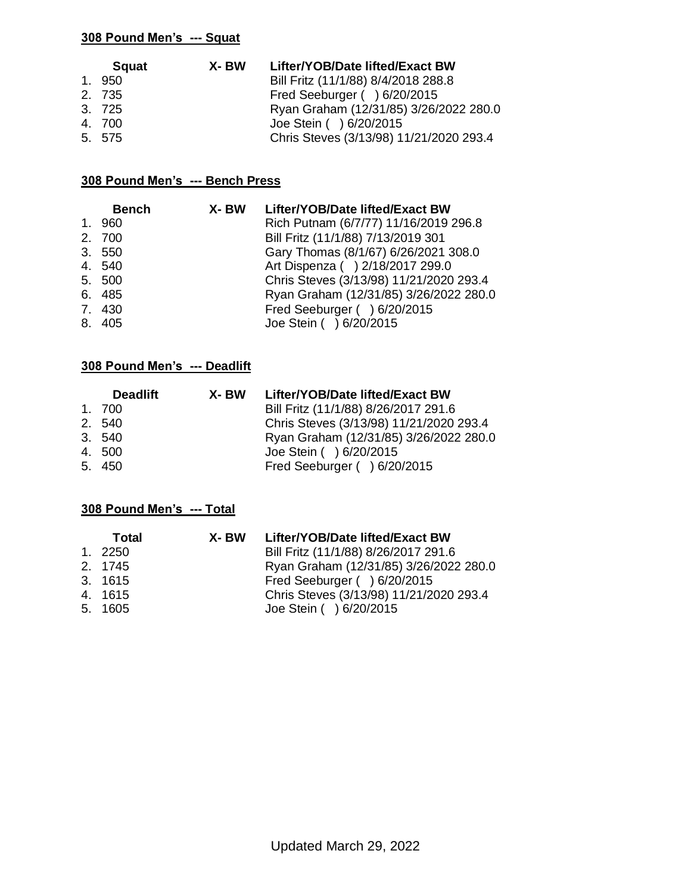**308 Pound Men's --- Squat**

| | Squat | X- BW | Lifter/YOB/Date lifted/Exact BW |
|---|---|---|---|
| 1. | 950 | | Bill Fritz (11/1/88) 8/4/2018 288.8 |
| 2. | 735 | | Fred Seeburger ( ) 6/20/2015 |
| 3. | 725 | | Ryan Graham (12/31/85) 3/26/2022 280.0 |
| 4. | 700 | | Joe Stein ( ) 6/20/2015 |
| 5. | 575 | | Chris Steves (3/13/98) 11/21/2020 293.4 |

**308 Pound Men's --- Bench Press**

| | Bench | X- BW | Lifter/YOB/Date lifted/Exact BW |
|---|---|---|---|
| 1. | 960 | | Rich Putnam (6/7/77) 11/16/2019 296.8 |
| 2. | 700 | | Bill Fritz (11/1/88) 7/13/2019 301 |
| 3. | 550 | | Gary Thomas (8/1/67) 6/26/2021 308.0 |
| 4. | 540 | | Art Dispenza ( ) 2/18/2017 299.0 |
| 5. | 500 | | Chris Steves (3/13/98) 11/21/2020 293.4 |
| 6. | 485 | | Ryan Graham (12/31/85) 3/26/2022 280.0 |
| 7. | 430 | | Fred Seeburger ( ) 6/20/2015 |
| 8. | 405 | | Joe Stein ( ) 6/20/2015 |

**308 Pound Men's --- Deadlift**

| | Deadlift | X- BW | Lifter/YOB/Date lifted/Exact BW |
|---|---|---|---|
| 1. | 700 | | Bill Fritz (11/1/88) 8/26/2017 291.6 |
| 2. | 540 | | Chris Steves (3/13/98) 11/21/2020 293.4 |
| 3. | 540 | | Ryan Graham (12/31/85) 3/26/2022 280.0 |
| 4. | 500 | | Joe Stein ( ) 6/20/2015 |
| 5. | 450 | | Fred Seeburger ( ) 6/20/2015 |

**308 Pound Men's --- Total**

| | Total | X- BW | Lifter/YOB/Date lifted/Exact BW |
|---|---|---|---|
| 1. | 2250 | | Bill Fritz (11/1/88) 8/26/2017 291.6 |
| 2. | 1745 | | Ryan Graham (12/31/85) 3/26/2022 280.0 |
| 3. | 1615 | | Fred Seeburger ( ) 6/20/2015 |
| 4. | 1615 | | Chris Steves (3/13/98) 11/21/2020 293.4 |
| 5. | 1605 | | Joe Stein ( ) 6/20/2015 |

Updated March 29, 2022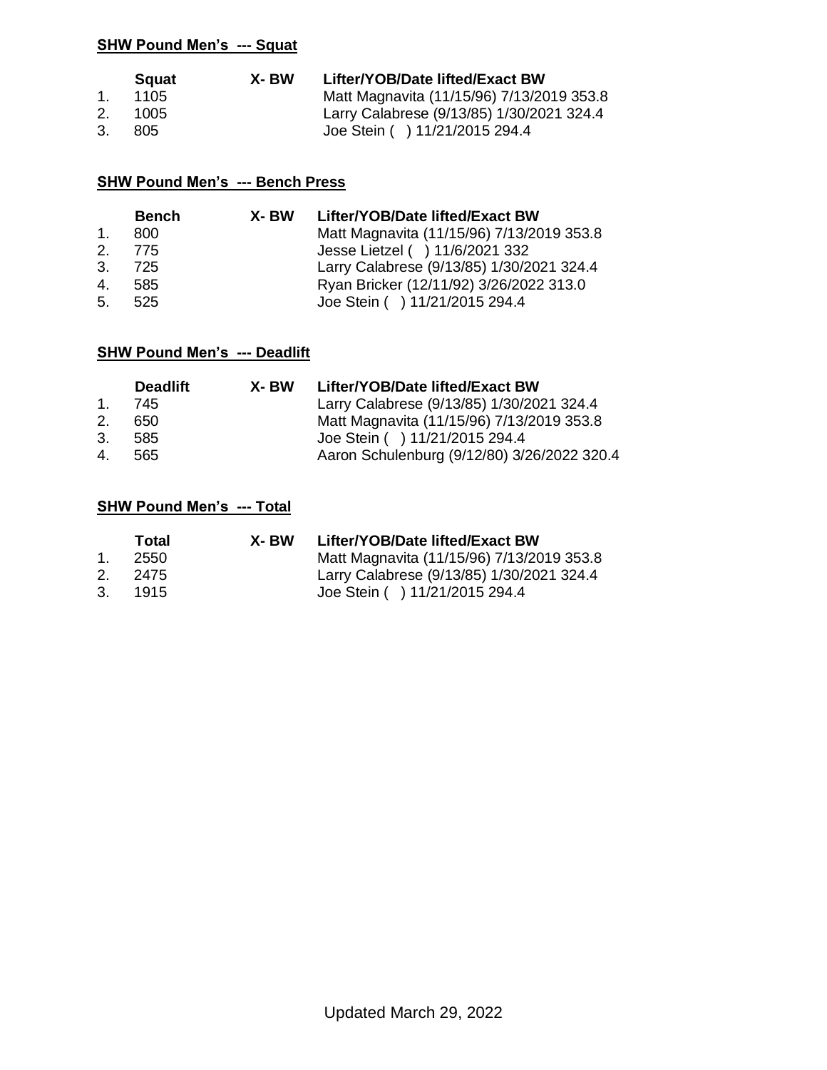**SHW Pound Men's --- Squat**

| | Squat | X- BW | Lifter/YOB/Date lifted/Exact BW |
|---|---|---|---|
| 1. | 1105 | | Matt Magnavita (11/15/96) 7/13/2019 353.8 |
| 2. | 1005 | | Larry Calabrese (9/13/85) 1/30/2021 324.4 |
| 3. | 805 | | Joe Stein ( ) 11/21/2015 294.4 |

**SHW Pound Men's --- Bench Press**

| | Bench | X- BW | Lifter/YOB/Date lifted/Exact BW |
|---|---|---|---|
| 1. | 800 | | Matt Magnavita (11/15/96) 7/13/2019 353.8 |
| 2. | 775 | | Jesse Lietzel ( ) 11/6/2021 332 |
| 3. | 725 | | Larry Calabrese (9/13/85) 1/30/2021 324.4 |
| 4. | 585 | | Ryan Bricker (12/11/92) 3/26/2022 313.0 |
| 5. | 525 | | Joe Stein ( ) 11/21/2015 294.4 |

**SHW Pound Men's --- Deadlift**

| | Deadlift | X- BW | Lifter/YOB/Date lifted/Exact BW |
|---|---|---|---|
| 1. | 745 | | Larry Calabrese (9/13/85) 1/30/2021 324.4 |
| 2. | 650 | | Matt Magnavita (11/15/96) 7/13/2019 353.8 |
| 3. | 585 | | Joe Stein ( ) 11/21/2015 294.4 |
| 4. | 565 | | Aaron Schulenburg (9/12/80) 3/26/2022 320.4 |

**SHW Pound Men's --- Total**

| | Total | X- BW | Lifter/YOB/Date lifted/Exact BW |
|---|---|---|---|
| 1. | 2550 | | Matt Magnavita (11/15/96) 7/13/2019 353.8 |
| 2. | 2475 | | Larry Calabrese (9/13/85) 1/30/2021 324.4 |
| 3. | 1915 | | Joe Stein ( ) 11/21/2015 294.4 |

Updated March 29, 2022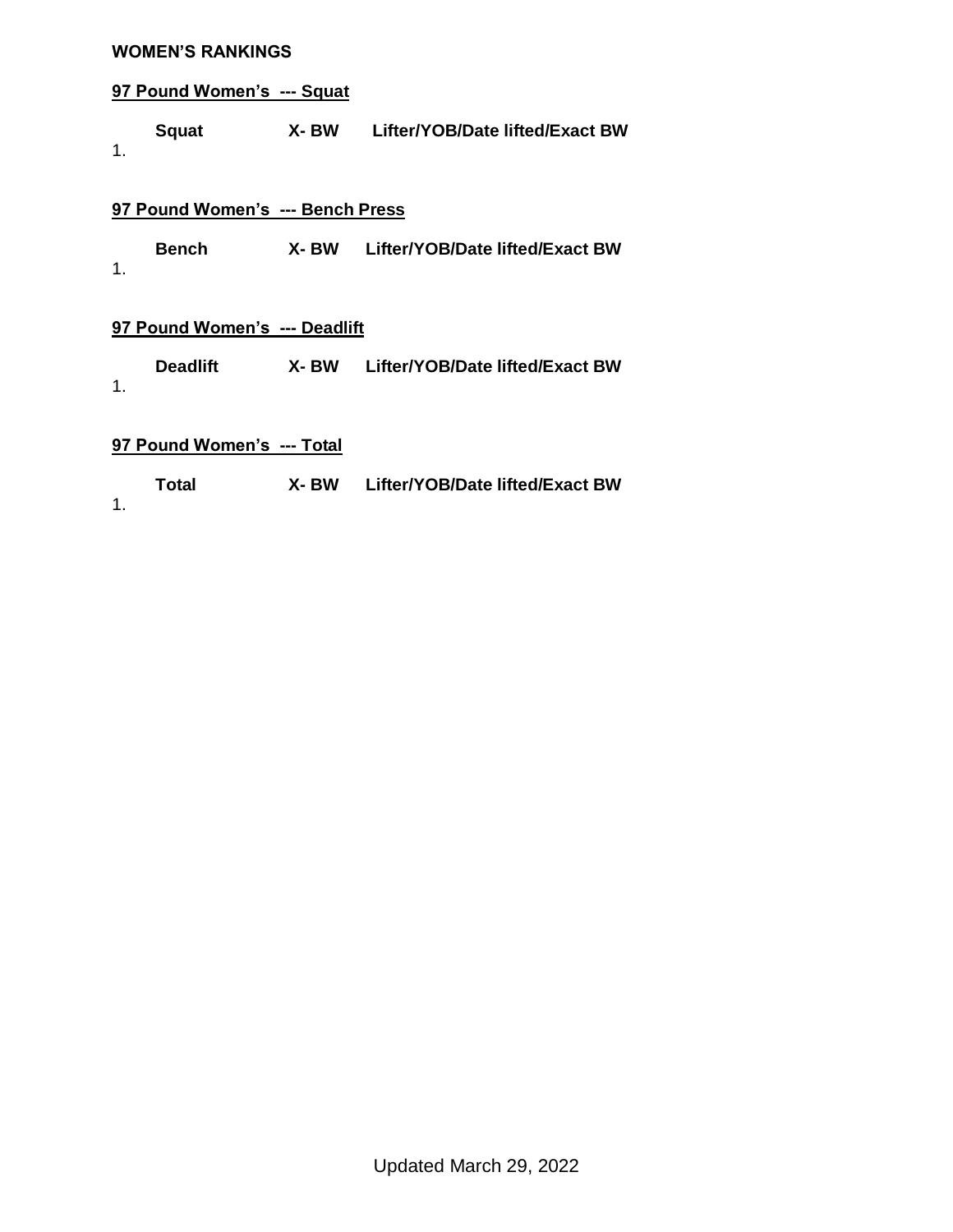**WOMEN'S RANKINGS**

**97 Pound Women's --- Squat**

| | Squat | X- BW | Lifter/YOB/Date lifted/Exact BW |
|---|---|---|---|
| 1. | | | |

**97 Pound Women's --- Bench Press**

| | Bench | X- BW | Lifter/YOB/Date lifted/Exact BW |
|---|---|---|---|
| 1. | | | |

**97 Pound Women's --- Deadlift**

| | Deadlift | X- BW | Lifter/YOB/Date lifted/Exact BW |
|---|---|---|---|
| 1. | | | |

**97 Pound Women's --- Total**

| | Total | X- BW | Lifter/YOB/Date lifted/Exact BW |
|---|---|---|---|
| 1. | | | |

Updated March 29, 2022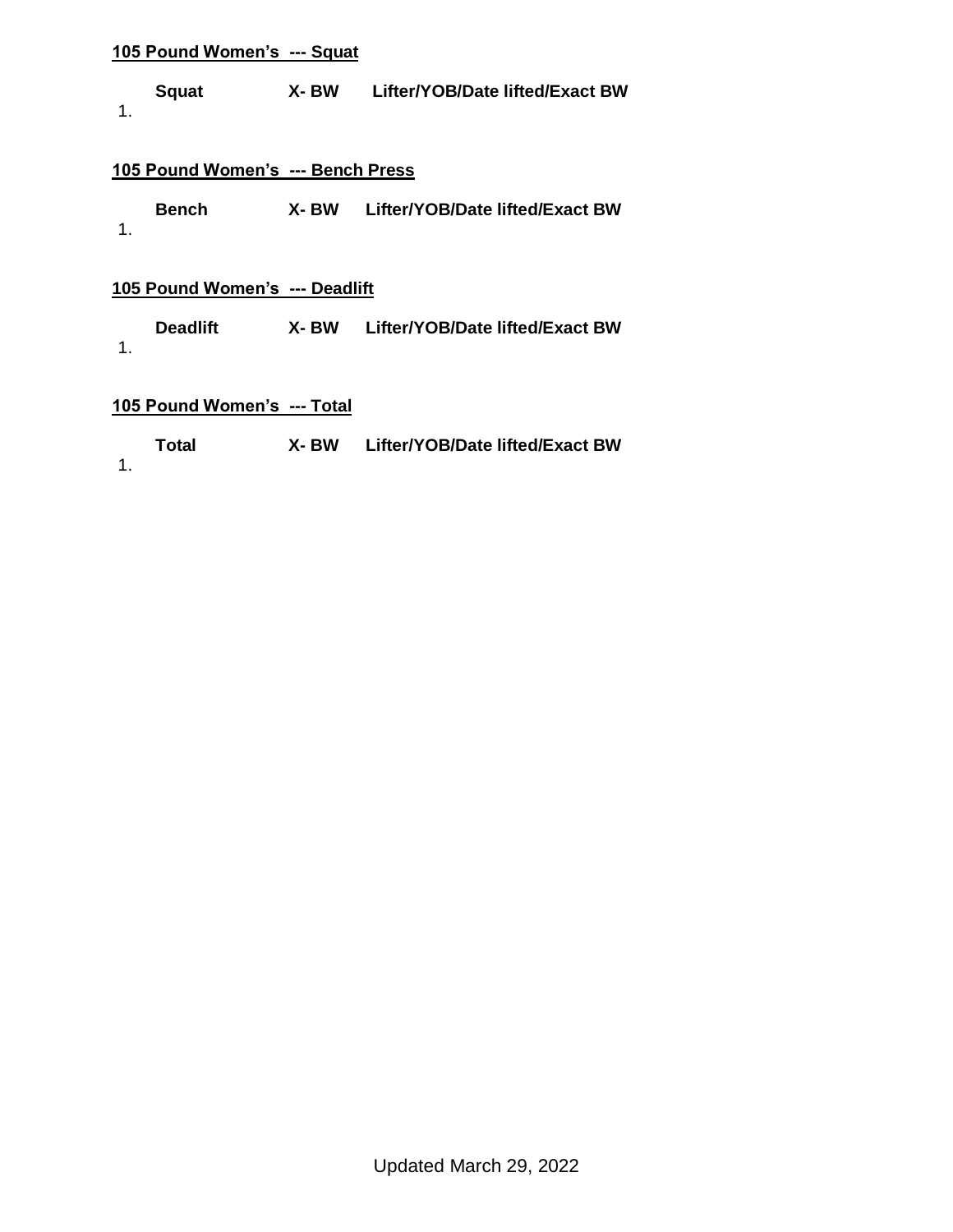**105 Pound Women's --- Squat**

| | Squat | X- BW | Lifter/YOB/Date lifted/Exact BW |
|---|---|---|---|
| 1. | | | |

**105 Pound Women's --- Bench Press**

| | Bench | X- BW | Lifter/YOB/Date lifted/Exact BW |
|---|---|---|---|
| 1. | | | |

**105 Pound Women's --- Deadlift**

| | Deadlift | X- BW | Lifter/YOB/Date lifted/Exact BW |
|---|---|---|---|
| 1. | | | |

**105 Pound Women's --- Total**

| | Total | X- BW | Lifter/YOB/Date lifted/Exact BW |
|---|---|---|---|
| 1. | | | |

Updated March 29, 2022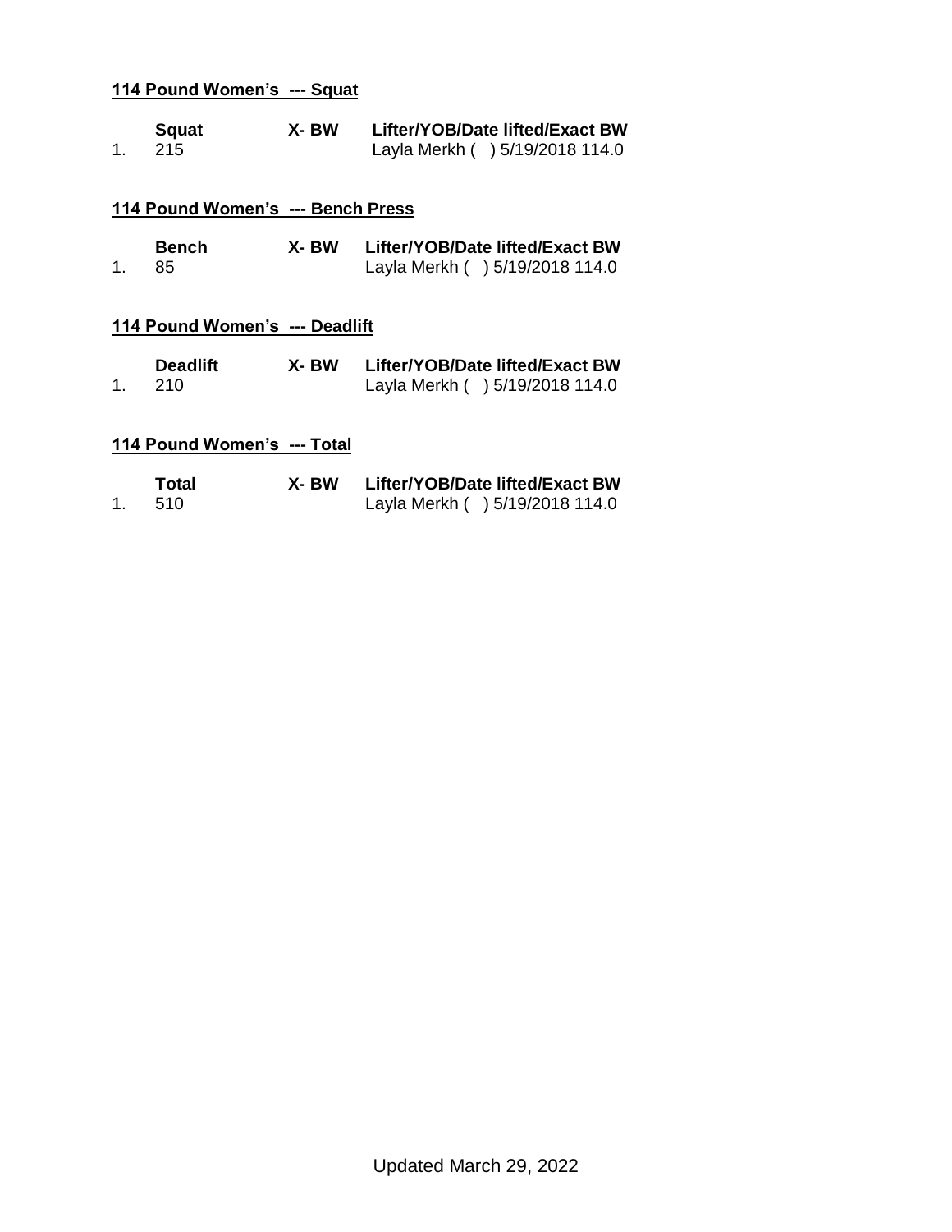**114 Pound Women's --- Squat**

| | Squat | X- BW | Lifter/YOB/Date lifted/Exact BW |
|---|---|---|---|
| 1. | 215 | | Layla Merkh ( ) 5/19/2018 114.0 |

**114 Pound Women's --- Bench Press**

| | Bench | X- BW | Lifter/YOB/Date lifted/Exact BW |
|---|---|---|---|
| 1. | 85 | | Layla Merkh ( ) 5/19/2018 114.0 |

**114 Pound Women's --- Deadlift**

| | Deadlift | X- BW | Lifter/YOB/Date lifted/Exact BW |
|---|---|---|---|
| 1. | 210 | | Layla Merkh ( ) 5/19/2018 114.0 |

**114 Pound Women's --- Total**

| | Total | X- BW | Lifter/YOB/Date lifted/Exact BW |
|---|---|---|---|
| 1. | 510 | | Layla Merkh ( ) 5/19/2018 114.0 |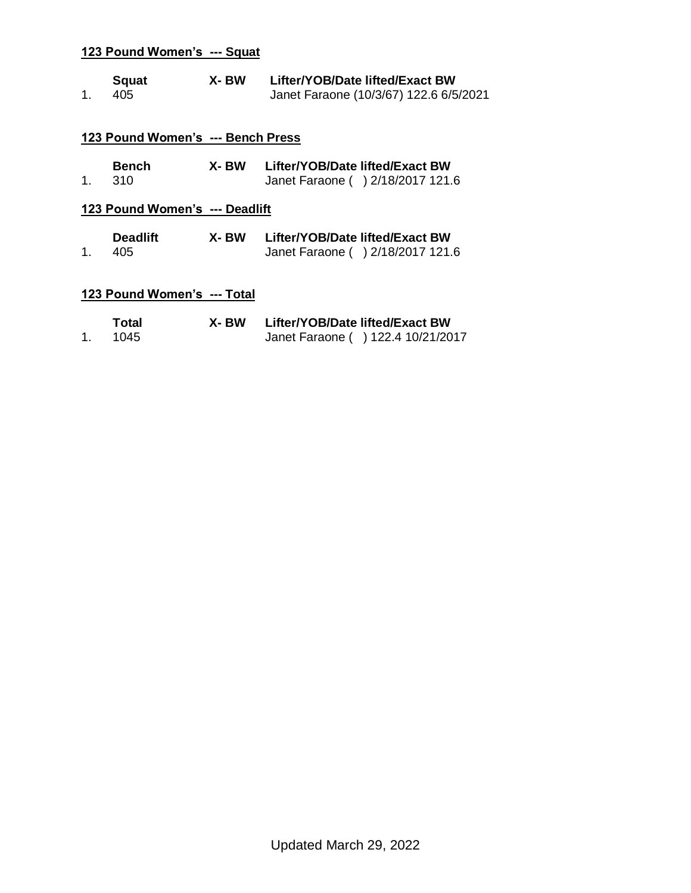**123 Pound Women's --- Squat**

| | Squat | X- BW | Lifter/YOB/Date lifted/Exact BW |
|---|---|---|---|
| 1. | 405 | | Janet Faraone (10/3/67) 122.6 6/5/2021 |

**123 Pound Women's --- Bench Press**

| | Bench | X- BW | Lifter/YOB/Date lifted/Exact BW |
|---|---|---|---|
| 1. | 310 | | Janet Faraone ( ) 2/18/2017 121.6 |

**123 Pound Women's --- Deadlift**

| | Deadlift | X- BW | Lifter/YOB/Date lifted/Exact BW |
|---|---|---|---|
| 1. | 405 | | Janet Faraone ( ) 2/18/2017 121.6 |

**123 Pound Women's --- Total**

| | Total | X- BW | Lifter/YOB/Date lifted/Exact BW |
|---|---|---|---|
| 1. | 1045 | | Janet Faraone ( ) 122.4 10/21/2017 |

Updated March 29, 2022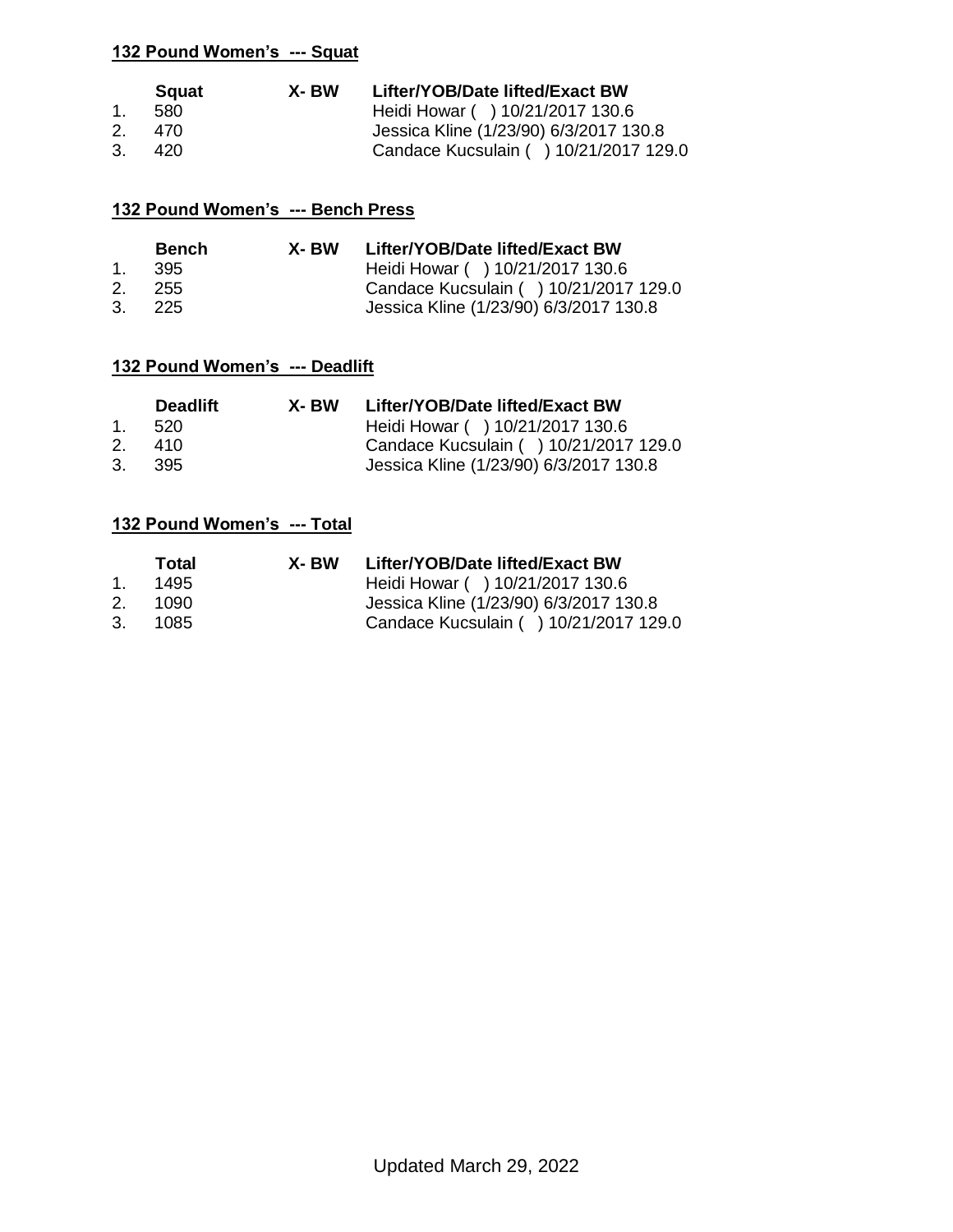**132 Pound Women's --- Squat**

| | Squat | X- BW | Lifter/YOB/Date lifted/Exact BW |
|---|---|---|---|
| 1. | 580 | | Heidi Howar ( ) 10/21/2017 130.6 |
| 2. | 470 | | Jessica Kline (1/23/90) 6/3/2017 130.8 |
| 3. | 420 | | Candace Kucsulain ( ) 10/21/2017 129.0 |

**132 Pound Women's --- Bench Press**

| | Bench | X- BW | Lifter/YOB/Date lifted/Exact BW |
|---|---|---|---|
| 1. | 395 | | Heidi Howar ( ) 10/21/2017 130.6 |
| 2. | 255 | | Candace Kucsulain ( ) 10/21/2017 129.0 |
| 3. | 225 | | Jessica Kline (1/23/90) 6/3/2017 130.8 |

**132 Pound Women's --- Deadlift**

| | Deadlift | X- BW | Lifter/YOB/Date lifted/Exact BW |
|---|---|---|---|
| 1. | 520 | | Heidi Howar ( ) 10/21/2017 130.6 |
| 2. | 410 | | Candace Kucsulain ( ) 10/21/2017 129.0 |
| 3. | 395 | | Jessica Kline (1/23/90) 6/3/2017 130.8 |

**132 Pound Women's --- Total**

| | Total | X- BW | Lifter/YOB/Date lifted/Exact BW |
|---|---|---|---|
| 1. | 1495 | | Heidi Howar ( ) 10/21/2017 130.6 |
| 2. | 1090 | | Jessica Kline (1/23/90) 6/3/2017 130.8 |
| 3. | 1085 | | Candace Kucsulain ( ) 10/21/2017 129.0 |

Updated March 29, 2022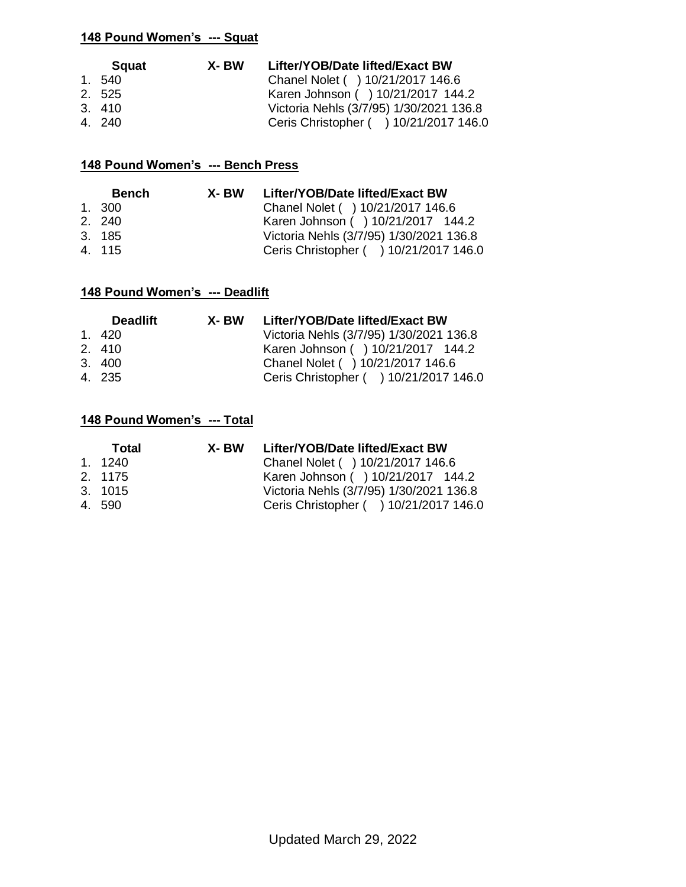**148 Pound Women's --- Squat**

| | Squat | X- BW | Lifter/YOB/Date lifted/Exact BW |
|---|---|---|---|
| 1. | 540 | | Chanel Nolet ( ) 10/21/2017 146.6 |
| 2. | 525 | | Karen Johnson ( ) 10/21/2017 144.2 |
| 3. | 410 | | Victoria Nehls (3/7/95) 1/30/2021 136.8 |
| 4. | 240 | | Ceris Christopher ( ) 10/21/2017 146.0 |

**148 Pound Women's --- Bench Press**

| | Bench | X- BW | Lifter/YOB/Date lifted/Exact BW |
|---|---|---|---|
| 1. | 300 | | Chanel Nolet ( ) 10/21/2017 146.6 |
| 2. | 240 | | Karen Johnson ( ) 10/21/2017 144.2 |
| 3. | 185 | | Victoria Nehls (3/7/95) 1/30/2021 136.8 |
| 4. | 115 | | Ceris Christopher ( ) 10/21/2017 146.0 |

**148 Pound Women's --- Deadlift**

| | Deadlift | X- BW | Lifter/YOB/Date lifted/Exact BW |
|---|---|---|---|
| 1. | 420 | | Victoria Nehls (3/7/95) 1/30/2021 136.8 |
| 2. | 410 | | Karen Johnson ( ) 10/21/2017 144.2 |
| 3. | 400 | | Chanel Nolet ( ) 10/21/2017 146.6 |
| 4. | 235 | | Ceris Christopher ( ) 10/21/2017 146.0 |

**148 Pound Women's --- Total**

| | Total | X- BW | Lifter/YOB/Date lifted/Exact BW |
|---|---|---|---|
| 1. | 1240 | | Chanel Nolet ( ) 10/21/2017 146.6 |
| 2. | 1175 | | Karen Johnson ( ) 10/21/2017 144.2 |
| 3. | 1015 | | Victoria Nehls (3/7/95) 1/30/2021 136.8 |
| 4. | 590 | | Ceris Christopher ( ) 10/21/2017 146.0 |

Updated March 29, 2022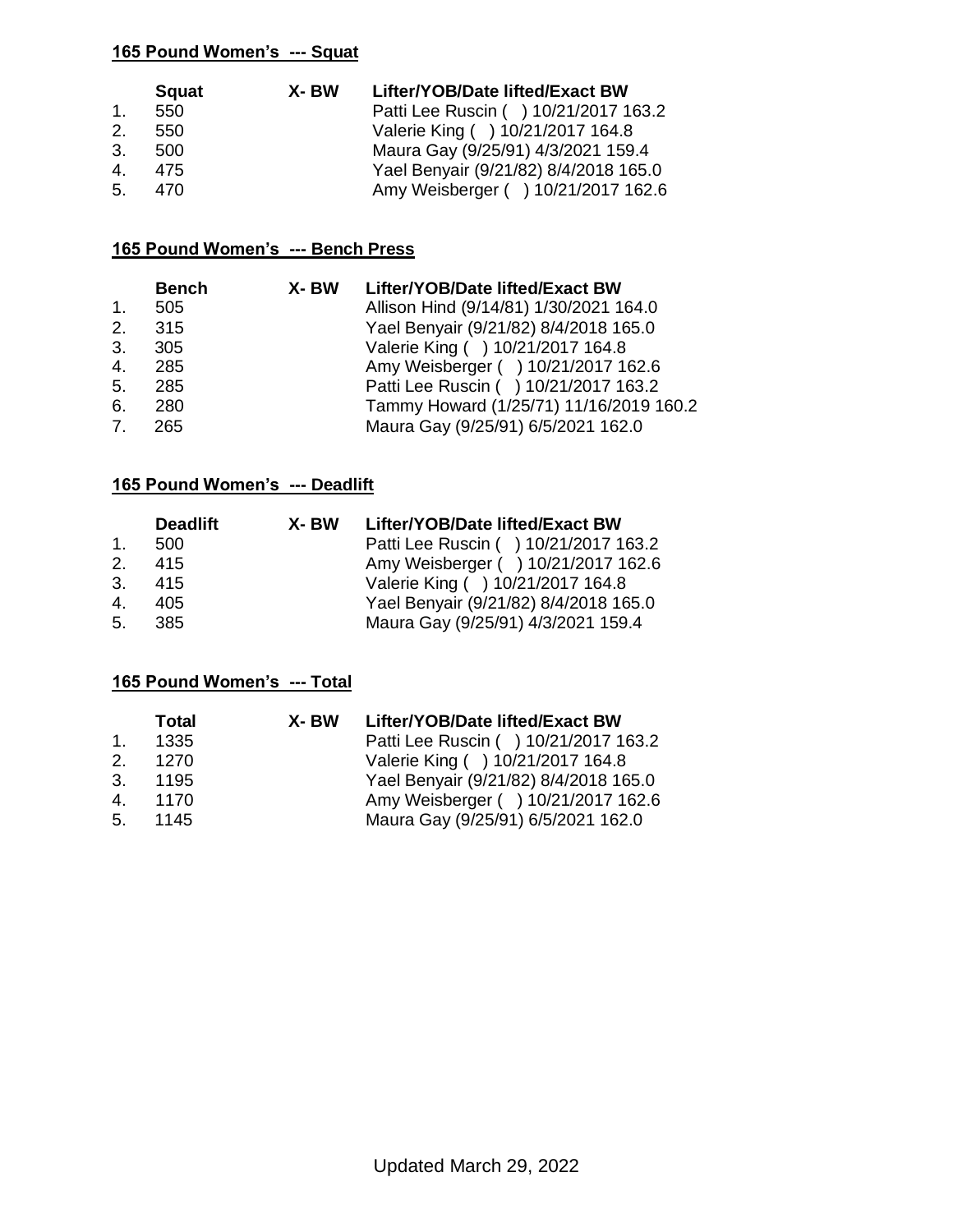**165 Pound Women's --- Squat**

| | Squat | X- BW | Lifter/YOB/Date lifted/Exact BW |
|---|---|---|---|
| 1. | 550 | | Patti Lee Ruscin ( ) 10/21/2017 163.2 |
| 2. | 550 | | Valerie King ( ) 10/21/2017 164.8 |
| 3. | 500 | | Maura Gay (9/25/91) 4/3/2021 159.4 |
| 4. | 475 | | Yael Benyair (9/21/82) 8/4/2018 165.0 |
| 5. | 470 | | Amy Weisberger ( ) 10/21/2017 162.6 |

**165 Pound Women's --- Bench Press**

| | Bench | X- BW | Lifter/YOB/Date lifted/Exact BW |
|---|---|---|---|
| 1. | 505 | | Allison Hind (9/14/81) 1/30/2021 164.0 |
| 2. | 315 | | Yael Benyair (9/21/82) 8/4/2018 165.0 |
| 3. | 305 | | Valerie King ( ) 10/21/2017 164.8 |
| 4. | 285 | | Amy Weisberger ( ) 10/21/2017 162.6 |
| 5. | 285 | | Patti Lee Ruscin ( ) 10/21/2017 163.2 |
| 6. | 280 | | Tammy Howard (1/25/71) 11/16/2019 160.2 |
| 7. | 265 | | Maura Gay (9/25/91) 6/5/2021 162.0 |

**165 Pound Women's --- Deadlift**

| | Deadlift | X- BW | Lifter/YOB/Date lifted/Exact BW |
|---|---|---|---|
| 1. | 500 | | Patti Lee Ruscin ( ) 10/21/2017 163.2 |
| 2. | 415 | | Amy Weisberger ( ) 10/21/2017 162.6 |
| 3. | 415 | | Valerie King ( ) 10/21/2017 164.8 |
| 4. | 405 | | Yael Benyair (9/21/82) 8/4/2018 165.0 |
| 5. | 385 | | Maura Gay (9/25/91) 4/3/2021 159.4 |

**165 Pound Women's --- Total**

| | Total | X- BW | Lifter/YOB/Date lifted/Exact BW |
|---|---|---|---|
| 1. | 1335 | | Patti Lee Ruscin ( ) 10/21/2017 163.2 |
| 2. | 1270 | | Valerie King ( ) 10/21/2017 164.8 |
| 3. | 1195 | | Yael Benyair (9/21/82) 8/4/2018 165.0 |
| 4. | 1170 | | Amy Weisberger ( ) 10/21/2017 162.6 |
| 5. | 1145 | | Maura Gay (9/25/91) 6/5/2021 162.0 |

Updated March 29, 2022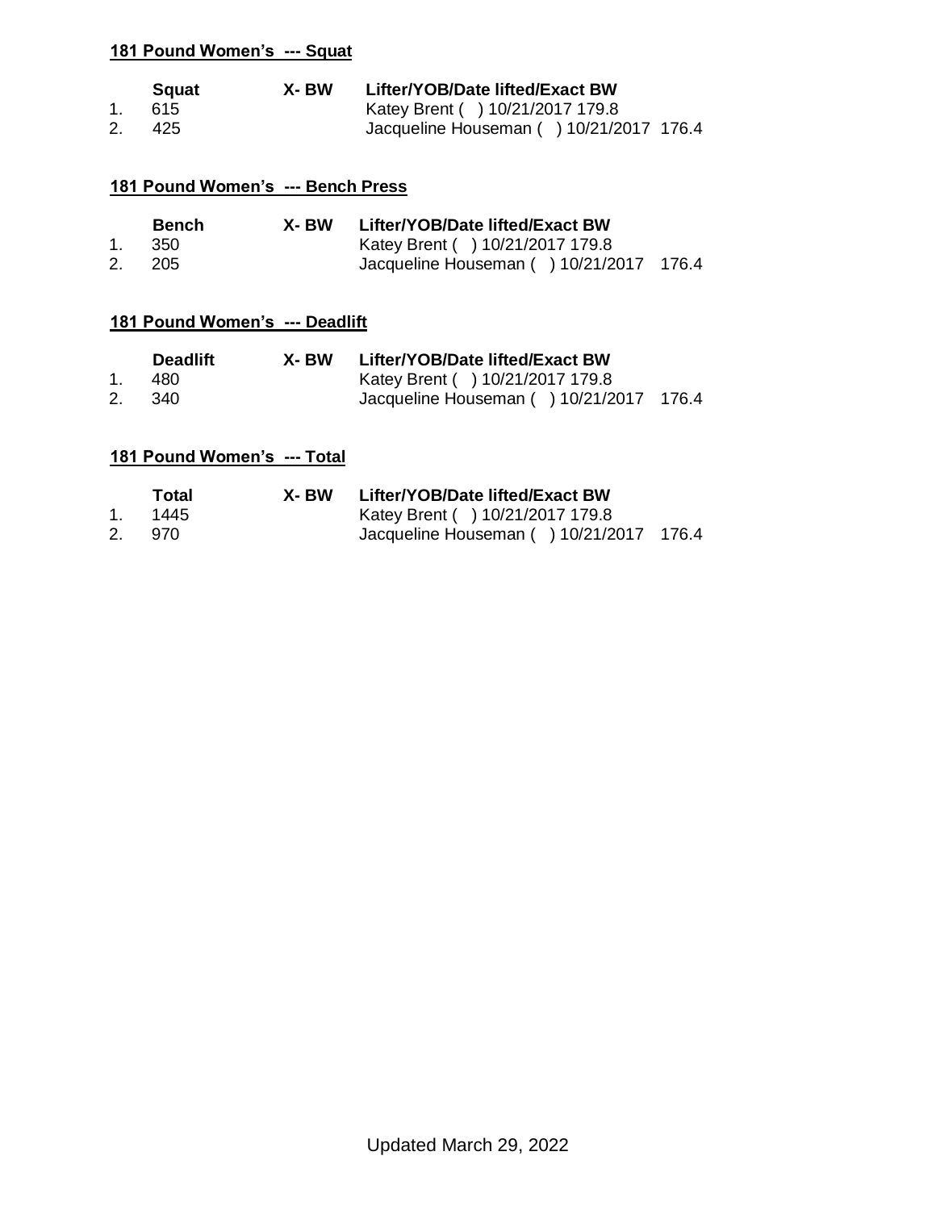**181 Pound Women's --- Squat**

| | Squat | X- BW | Lifter/YOB/Date lifted/Exact BW |
|---|---|---|---|
| 1. | 615 | | Katey Brent ( ) 10/21/2017 179.8 |
| 2. | 425 | | Jacqueline Houseman ( ) 10/21/2017 176.4 |

**181 Pound Women's --- Bench Press**

| | Bench | X- BW | Lifter/YOB/Date lifted/Exact BW |
|---|---|---|---|
| 1. | 350 | | Katey Brent ( ) 10/21/2017 179.8 |
| 2. | 205 | | Jacqueline Houseman ( ) 10/21/2017 176.4 |

**181 Pound Women's --- Deadlift**

| | Deadlift | X- BW | Lifter/YOB/Date lifted/Exact BW |
|---|---|---|---|
| 1. | 480 | | Katey Brent ( ) 10/21/2017 179.8 |
| 2. | 340 | | Jacqueline Houseman ( ) 10/21/2017 176.4 |

**181 Pound Women's --- Total**

| | Total | X- BW | Lifter/YOB/Date lifted/Exact BW |
|---|---|---|---|
| 1. | 1445 | | Katey Brent ( ) 10/21/2017 179.8 |
| 2. | 970 | | Jacqueline Houseman ( ) 10/21/2017 176.4 |

Updated March 29, 2022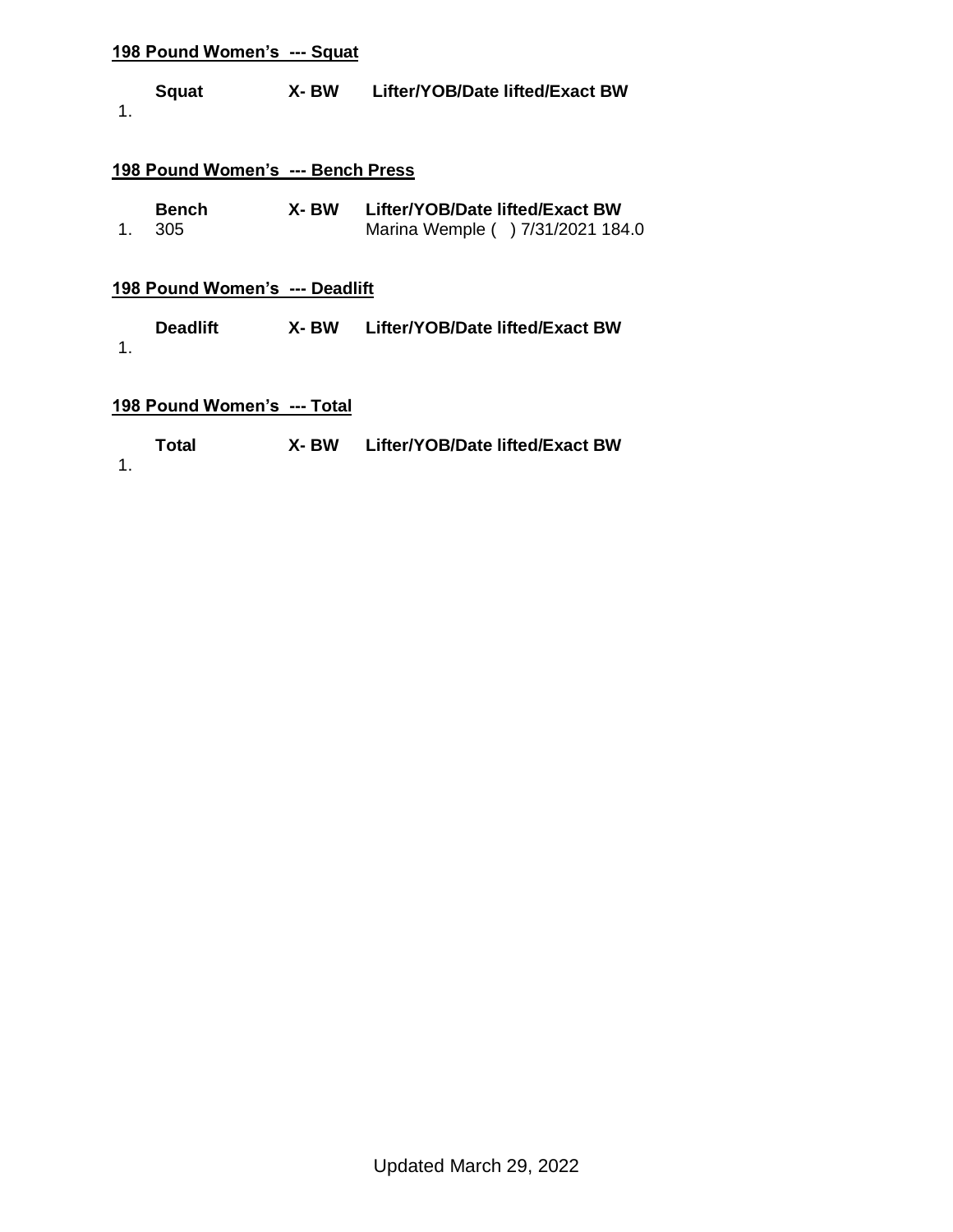**198 Pound Women's --- Squat**

| | Squat | X- BW | Lifter/YOB/Date lifted/Exact BW |
|---|---|---|---|
| 1. | | | |

**198 Pound Women's --- Bench Press**

| | Bench | X- BW | Lifter/YOB/Date lifted/Exact BW |
|---|---|---|---|
| 1. | 305 | | Marina Wemple ( ) 7/31/2021 184.0 |

**198 Pound Women's --- Deadlift**

| | Deadlift | X- BW | Lifter/YOB/Date lifted/Exact BW |
|---|---|---|---|
| 1. | | | |

**198 Pound Women's --- Total**

| | Total | X- BW | Lifter/YOB/Date lifted/Exact BW |
|---|---|---|---|
| 1. | | | |

Updated March 29, 2022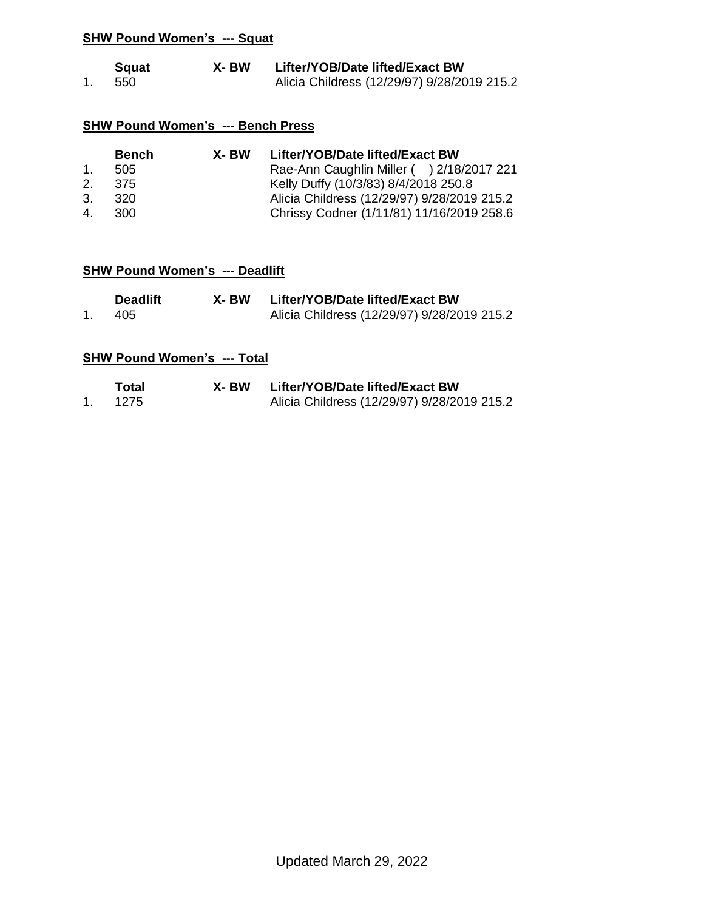**SHW Pound Women's --- Squat**

| | Squat | X- BW | Lifter/YOB/Date lifted/Exact BW |
|---|---|---|---|
| 1. | 550 | | Alicia Childress (12/29/97) 9/28/2019 215.2 |

**SHW Pound Women's --- Bench Press**

| | Bench | X- BW | Lifter/YOB/Date lifted/Exact BW |
|---|---|---|---|
| 1. | 505 | | Rae-Ann Caughlin Miller ( ) 2/18/2017 221 |
| 2. | 375 | | Kelly Duffy (10/3/83) 8/4/2018 250.8 |
| 3. | 320 | | Alicia Childress (12/29/97) 9/28/2019 215.2 |
| 4. | 300 | | Chrissy Codner (1/11/81) 11/16/2019 258.6 |

**SHW Pound Women's --- Deadlift**

| | Deadlift | X- BW | Lifter/YOB/Date lifted/Exact BW |
|---|---|---|---|
| 1. | 405 | | Alicia Childress (12/29/97) 9/28/2019 215.2 |

**SHW Pound Women's --- Total**

| | Total | X- BW | Lifter/YOB/Date lifted/Exact BW |
|---|---|---|---|
| 1. | 1275 | | Alicia Childress (12/29/97) 9/28/2019 215.2 |

Updated March 29, 2022